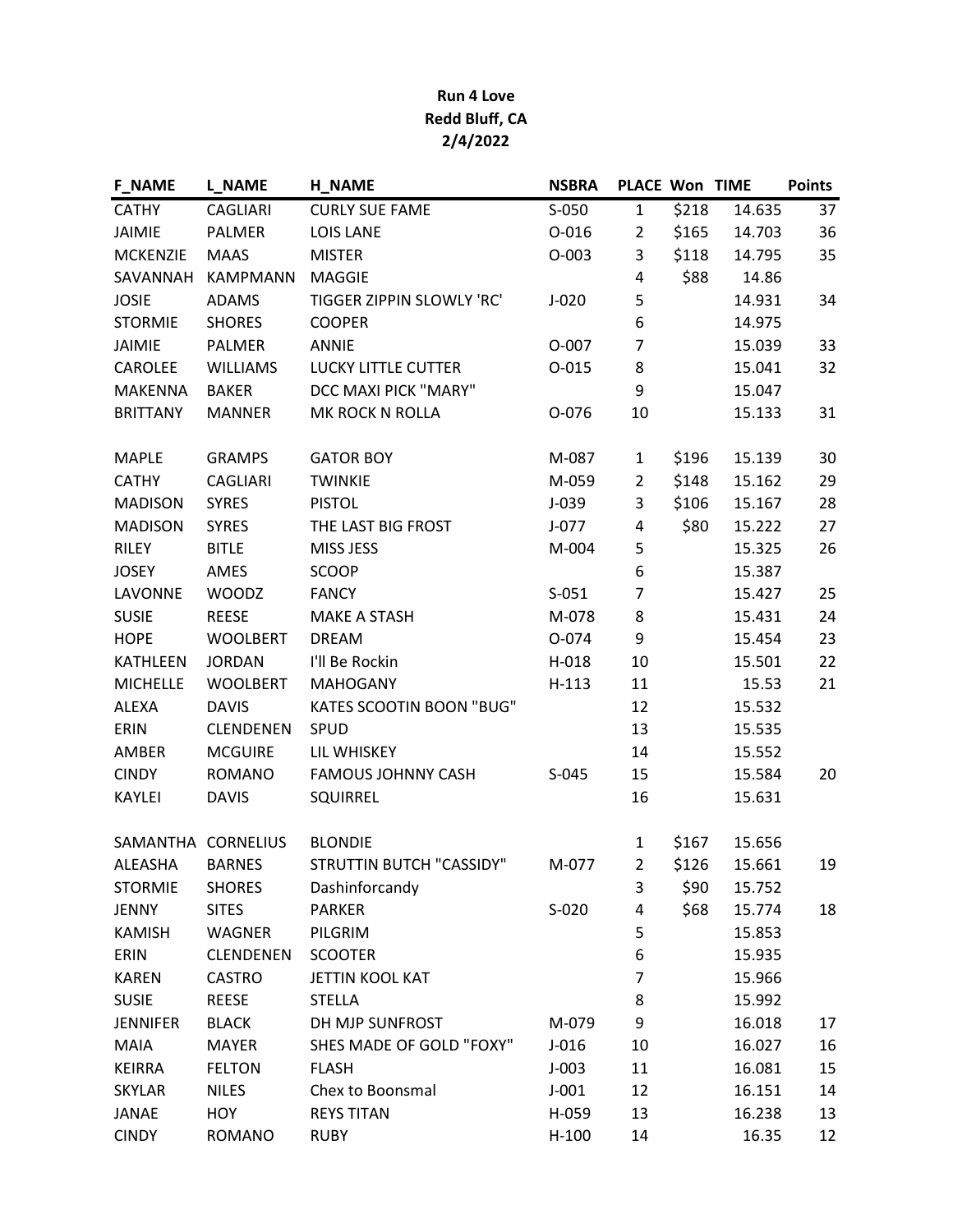**Run 4 Love**
**Redd Bluff, CA**
**2/4/2022**

| F_NAME | L_NAME | H_NAME | NSBRA | PLACE | Won | TIME | Points |
|---|---|---|---|---|---|---|---|
| CATHY | CAGLIARI | CURLY SUE FAME | S-050 | 1 | $218 | 14.635 | 37 |
| JAIMIE | PALMER | LOIS LANE | O-016 | 2 | $165 | 14.703 | 36 |
| MCKENZIE | MAAS | MISTER | O-003 | 3 | $118 | 14.795 | 35 |
| SAVANNAH | KAMPMANN | MAGGIE | | 4 | $88 | 14.86 | |
| JOSIE | ADAMS | TIGGER ZIPPIN SLOWLY 'RC' | J-020 | 5 | | 14.931 | 34 |
| STORMIE | SHORES | COOPER | | 6 | | 14.975 | |
| JAIMIE | PALMER | ANNIE | O-007 | 7 | | 15.039 | 33 |
| CAROLEE | WILLIAMS | LUCKY LITTLE CUTTER | O-015 | 8 | | 15.041 | 32 |
| MAKENNA | BAKER | DCC MAXI PICK "MARY" | | 9 | | 15.047 | |
| BRITTANY | MANNER | MK ROCK N ROLLA | O-076 | 10 | | 15.133 | 31 |
| | | | | | | | |
| MAPLE | GRAMPS | GATOR BOY | M-087 | 1 | $196 | 15.139 | 30 |
| CATHY | CAGLIARI | TWINKIE | M-059 | 2 | $148 | 15.162 | 29 |
| MADISON | SYRES | PISTOL | J-039 | 3 | $106 | 15.167 | 28 |
| MADISON | SYRES | THE LAST BIG FROST | J-077 | 4 | $80 | 15.222 | 27 |
| RILEY | BITLE | MISS JESS | M-004 | 5 | | 15.325 | 26 |
| JOSEY | AMES | SCOOP | | 6 | | 15.387 | |
| LAVONNE | WOODZ | FANCY | S-051 | 7 | | 15.427 | 25 |
| SUSIE | REESE | MAKE A STASH | M-078 | 8 | | 15.431 | 24 |
| HOPE | WOOLBERT | DREAM | O-074 | 9 | | 15.454 | 23 |
| KATHLEEN | JORDAN | I'll Be Rockin | H-018 | 10 | | 15.501 | 22 |
| MICHELLE | WOOLBERT | MAHOGANY | H-113 | 11 | | 15.53 | 21 |
| ALEXA | DAVIS | KATES SCOOTIN BOON "BUG" | | 12 | | 15.532 | |
| ERIN | CLENDENEN | SPUD | | 13 | | 15.535 | |
| AMBER | MCGUIRE | LIL WHISKEY | | 14 | | 15.552 | |
| CINDY | ROMANO | FAMOUS JOHNNY CASH | S-045 | 15 | | 15.584 | 20 |
| KAYLEI | DAVIS | SQUIRREL | | 16 | | 15.631 | |
| | | | | | | | |
| SAMANTHA | CORNELIUS | BLONDIE | | 1 | $167 | 15.656 | |
| ALEASHA | BARNES | STRUTTIN BUTCH "CASSIDY" | M-077 | 2 | $126 | 15.661 | 19 |
| STORMIE | SHORES | Dashinforcandy | | 3 | $90 | 15.752 | |
| JENNY | SITES | PARKER | S-020 | 4 | $68 | 15.774 | 18 |
| KAMISH | WAGNER | PILGRIM | | 5 | | 15.853 | |
| ERIN | CLENDENEN | SCOOTER | | 6 | | 15.935 | |
| KAREN | CASTRO | JETTIN KOOL KAT | | 7 | | 15.966 | |
| SUSIE | REESE | STELLA | | 8 | | 15.992 | |
| JENNIFER | BLACK | DH MJP SUNFROST | M-079 | 9 | | 16.018 | 17 |
| MAIA | MAYER | SHES MADE OF GOLD "FOXY" | J-016 | 10 | | 16.027 | 16 |
| KEIRRA | FELTON | FLASH | J-003 | 11 | | 16.081 | 15 |
| SKYLAR | NILES | Chex to Boonsmal | J-001 | 12 | | 16.151 | 14 |
| JANAE | HOY | REYS TITAN | H-059 | 13 | | 16.238 | 13 |
| CINDY | ROMANO | RUBY | H-100 | 14 | | 16.35 | 12 |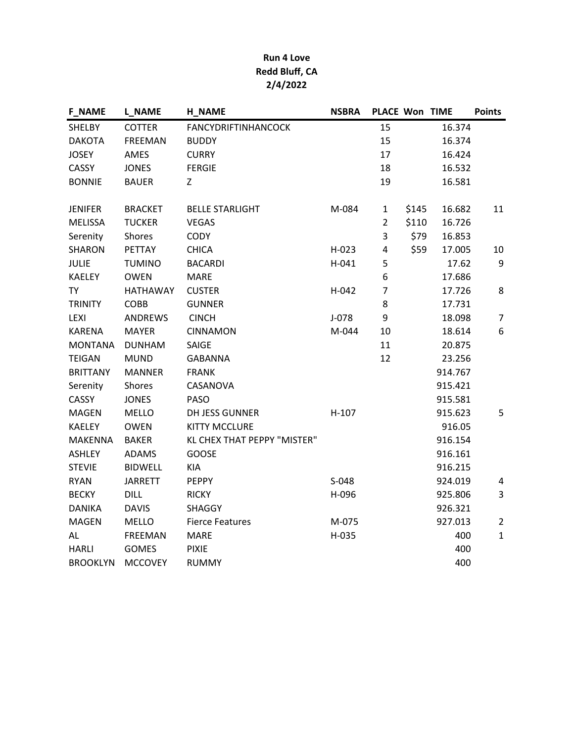**Run 4 Love**
**Redd Bluff, CA**
**2/4/2022**

| F_NAME | L_NAME | H_NAME | NSBRA | PLACE | Won | TIME | Points |
|---|---|---|---|---|---|---|---|
| SHELBY | COTTER | FANCYDRIFTINHANCOCK | | 15 | | 16.374 | |
| DAKOTA | FREEMAN | BUDDY | | 15 | | 16.374 | |
| JOSEY | AMES | CURRY | | 17 | | 16.424 | |
| CASSY | JONES | FERGIE | | 18 | | 16.532 | |
| BONNIE | BAUER | Z | | 19 | | 16.581 | |
| | | | | | | | |
| JENIFER | BRACKET | BELLE STARLIGHT | M-084 | 1 | $145 | 16.682 | 11 |
| MELISSA | TUCKER | VEGAS | | 2 | $110 | 16.726 | |
| Serenity | Shores | CODY | | 3 | $79 | 16.853 | |
| SHARON | PETTAY | CHICA | H-023 | 4 | $59 | 17.005 | 10 |
| JULIE | TUMINO | BACARDI | H-041 | 5 | | 17.62 | 9 |
| KAELEY | OWEN | MARE | | 6 | | 17.686 | |
| TY | HATHAWAY | CUSTER | H-042 | 7 | | 17.726 | 8 |
| TRINITY | COBB | GUNNER | | 8 | | 17.731 | |
| LEXI | ANDREWS | CINCH | J-078 | 9 | | 18.098 | 7 |
| KARENA | MAYER | CINNAMON | M-044 | 10 | | 18.614 | 6 |
| MONTANA | DUNHAM | SAIGE | | 11 | | 20.875 | |
| TEIGAN | MUND | GABANNA | | 12 | | 23.256 | |
| BRITTANY | MANNER | FRANK | | | | 914.767 | |
| Serenity | Shores | CASANOVA | | | | 915.421 | |
| CASSY | JONES | PASO | | | | 915.581 | |
| MAGEN | MELLO | DH JESS GUNNER | H-107 | | | 915.623 | 5 |
| KAELEY | OWEN | KITTY MCCLURE | | | | 916.05 | |
| MAKENNA | BAKER | KL CHEX THAT PEPPY "MISTER" | | | | 916.154 | |
| ASHLEY | ADAMS | GOOSE | | | | 916.161 | |
| STEVIE | BIDWELL | KIA | | | | 916.215 | |
| RYAN | JARRETT | PEPPY | S-048 | | | 924.019 | 4 |
| BECKY | DILL | RICKY | H-096 | | | 925.806 | 3 |
| DANIKA | DAVIS | SHAGGY | | | | 926.321 | |
| MAGEN | MELLO | Fierce Features | M-075 | | | 927.013 | 2 |
| AL | FREEMAN | MARE | H-035 | | | 400 | 1 |
| HARLI | GOMES | PIXIE | | | | 400 | |
| BROOKLYN | MCCOVEY | RUMMY | | | | 400 | |